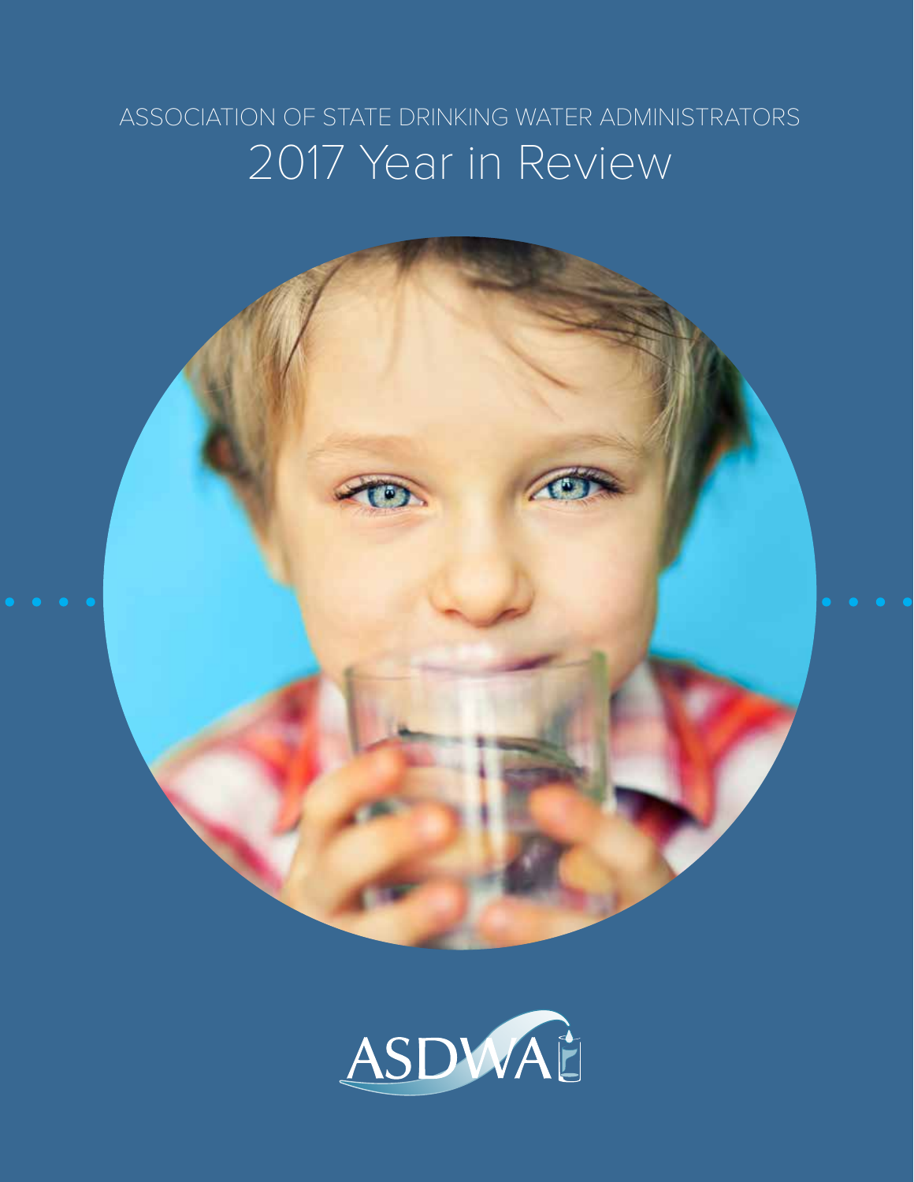ASSOCIATION OF STATE DRINKING WATER ADMINISTRATORS

# 2017 Year in Review

ASDWA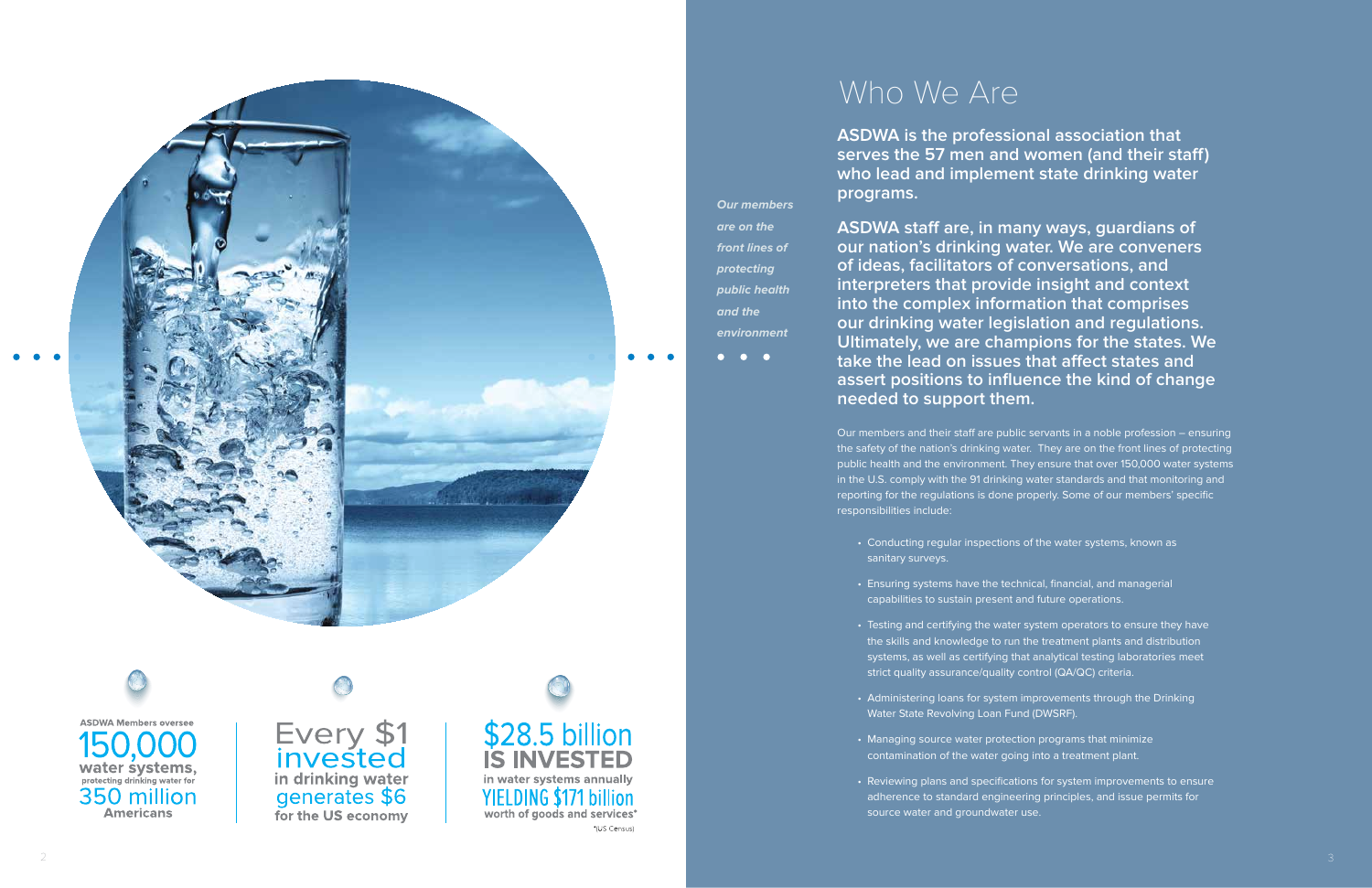ASDWA Members oversee **150,000 water systems,** protecting drinking water for **350 million Americans**

Every $1 invested in drinking water generates $6 for the US economy

$28.5 billion **IS INVESTED** in water systems annually YIELDING $171 billion worth of goods and services*

*(US Census)

# Who We Are

*Our members are on the front lines of protecting public health and the environment*

**ASDWA is the professional association that serves the 57 men and women (and their staff) who lead and implement state drinking water programs.**

**ASDWA staff are, in many ways, guardians of our nation's drinking water. We are conveners of ideas, facilitators of conversations, and interpreters that provide insight and context into the complex information that comprises our drinking water legislation and regulations. Ultimately, we are champions for the states. We take the lead on issues that affect states and assert positions to influence the kind of change needed to support them.**

Our members and their staff are public servants in a noble profession – ensuring the safety of the nation's drinking water. They are on the front lines of protecting public health and the environment. They ensure that over 150,000 water systems in the U.S. comply with the 91 drinking water standards and that monitoring and reporting for the regulations is done properly. Some of our members' specific responsibilities include:

- Conducting regular inspections of the water systems, known as sanitary surveys.
- Ensuring systems have the technical, financial, and managerial capabilities to sustain present and future operations.
- Testing and certifying the water system operators to ensure they have the skills and knowledge to run the treatment plants and distribution systems, as well as certifying that analytical testing laboratories meet strict quality assurance/quality control (QA/QC) criteria.
- Administering loans for system improvements through the Drinking Water State Revolving Loan Fund (DWSRF).
- Managing source water protection programs that minimize contamination of the water going into a treatment plant.
- Reviewing plans and specifications for system improvements to ensure adherence to standard engineering principles, and issue permits for source water and groundwater use.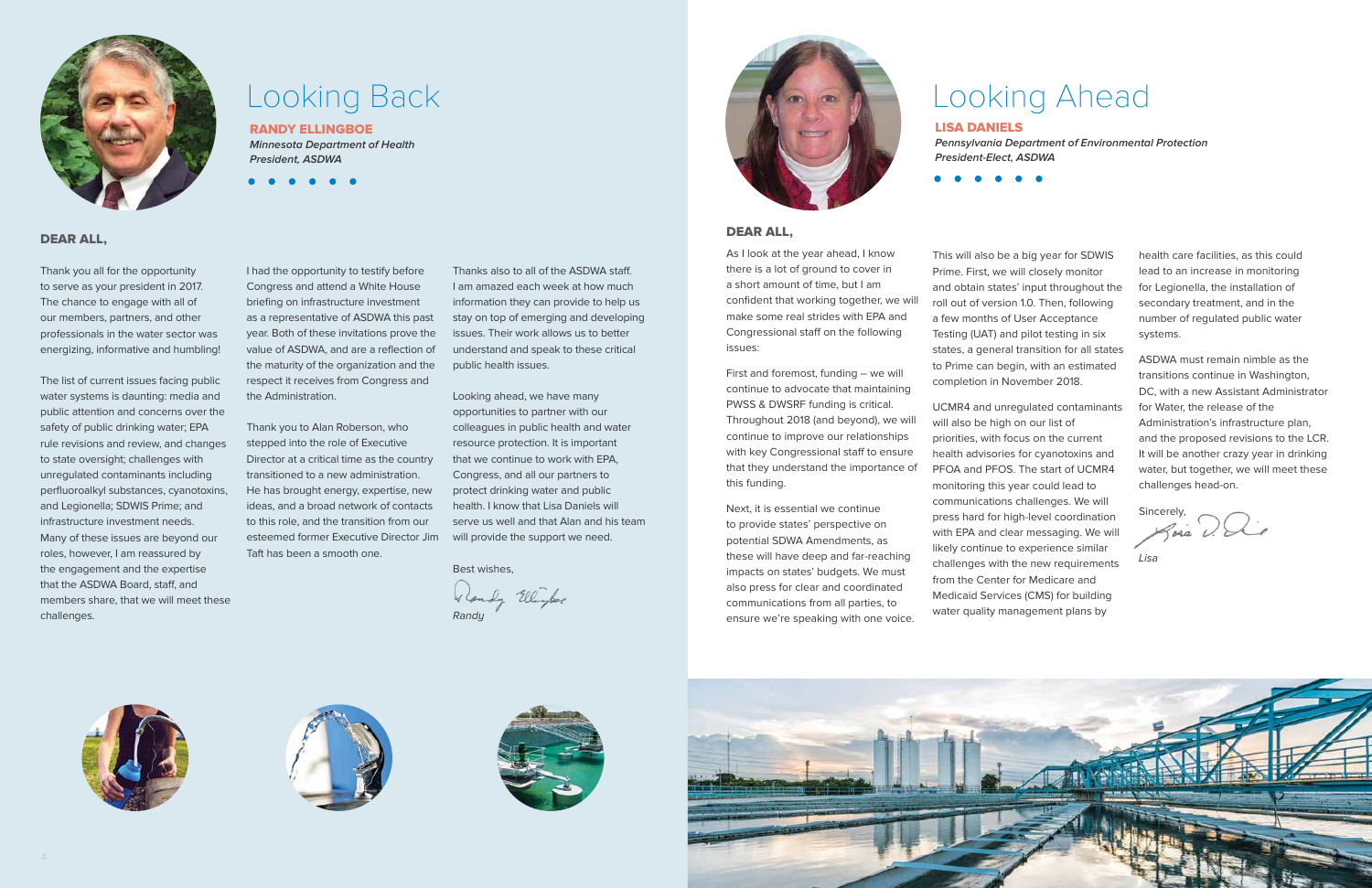# Looking Back

**RANDY ELLINGBOE**
***Minnesota Department of Health***
***President, ASDWA***

**DEAR ALL,**

Thank you all for the opportunity to serve as your president in 2017. The chance to engage with all of our members, partners, and other professionals in the water sector was energizing, informative and humbling!

The list of current issues facing public water systems is daunting: media and public attention and concerns over the safety of public drinking water; EPA rule revisions and review, and changes to state oversight; challenges with unregulated contaminants including perfluoroalkyl substances, cyanotoxins, and Legionella; SDWIS Prime; and infrastructure investment needs. Many of these issues are beyond our roles, however, I am reassured by the engagement and the expertise that the ASDWA Board, staff, and members share, that we will meet these challenges.

I had the opportunity to testify before Congress and attend a White House briefing on infrastructure investment as a representative of ASDWA this past year. Both of these invitations prove the value of ASDWA, and are a reflection of the maturity of the organization and the respect it receives from Congress and the Administration.

Thank you to Alan Roberson, who stepped into the role of Executive Director at a critical time as the country transitioned to a new administration. He has brought energy, expertise, new ideas, and a broad network of contacts to this role, and the transition from our esteemed former Executive Director Jim Taft has been a smooth one.

Thanks also to all of the ASDWA staff. I am amazed each week at how much information they can provide to help us stay on top of emerging and developing issues. Their work allows us to better understand and speak to these critical public health issues.

Looking ahead, we have many opportunities to partner with our colleagues in public health and water resource protection. It is important that we continue to work with EPA, Congress, and all our partners to protect drinking water and public health. I know that Lisa Daniels will serve us well and that Alan and his team will provide the support we need.

Best wishes,

*Randy*

# Looking Ahead

**LISA DANIELS**
***Pennsylvania Department of Environmental Protection***
***President-Elect, ASDWA***

**DEAR ALL,**

As I look at the year ahead, I know there is a lot of ground to cover in a short amount of time, but I am confident that working together, we will make some real strides with EPA and Congressional staff on the following issues:

First and foremost, funding – we will continue to advocate that maintaining PWSS & DWSRF funding is critical. Throughout 2018 (and beyond), we will continue to improve our relationships with key Congressional staff to ensure that they understand the importance of this funding.

Next, it is essential we continue to provide states' perspective on potential SDWA Amendments, as these will have deep and far-reaching impacts on states' budgets. We must also press for clear and coordinated communications from all parties, to ensure we're speaking with one voice.

This will also be a big year for SDWIS Prime. First, we will closely monitor and obtain states' input throughout the roll out of version 1.0. Then, following a few months of User Acceptance Testing (UAT) and pilot testing in six states, a general transition for all states to Prime can begin, with an estimated completion in November 2018.

UCMR4 and unregulated contaminants will also be high on our list of priorities, with focus on the current health advisories for cyanotoxins and PFOA and PFOS. The start of UCMR4 monitoring this year could lead to communications challenges. We will press hard for high-level coordination with EPA and clear messaging. We will likely continue to experience similar challenges with the new requirements from the Center for Medicare and Medicaid Services (CMS) for building water quality management plans by health care facilities, as this could lead to an increase in monitoring for Legionella, the installation of secondary treatment, and in the number of regulated public water systems.

ASDWA must remain nimble as the transitions continue in Washington, DC, with a new Assistant Administrator for Water, the release of the Administration's infrastructure plan, and the proposed revisions to the LCR. It will be another crazy year in drinking water, but together, we will meet these challenges head-on.

Sincerely,

*Lisa*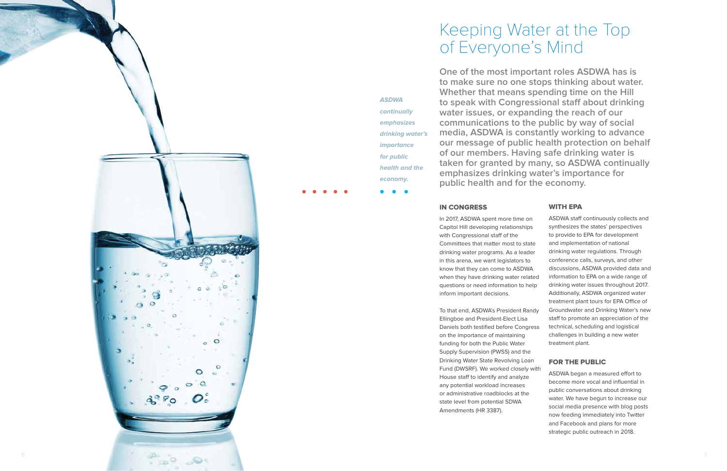# Keeping Water at the Top of Everyone's Mind

*ASDWA continually emphasizes drinking water's importance for public health and the economy.*

**One of the most important roles ASDWA has is to make sure no one stops thinking about water. Whether that means spending time on the Hill to speak with Congressional staff about drinking water issues, or expanding the reach of our communications to the public by way of social media, ASDWA is constantly working to advance our message of public health protection on behalf of our members. Having safe drinking water is taken for granted by many, so ASDWA continually emphasizes drinking water's importance for public health and for the economy.**

## IN CONGRESS

In 2017, ASDWA spent more time on Capitol Hill developing relationships with Congressional staff of the Committees that matter most to state drinking water programs. As a leader in this arena, we want legislators to know that they can come to ASDWA when they have drinking water related questions or need information to help inform important decisions.

To that end, ASDWA's President Randy Ellingboe and President-Elect Lisa Daniels both testified before Congress on the importance of maintaining funding for both the Public Water Supply Supervision (PWSS) and the Drinking Water State Revolving Loan Fund (DWSRF). We worked closely with House staff to identify and analyze any potential workload increases or administrative roadblocks at the state level from potential SDWA Amendments (HR 3387).

## WITH EPA

ASDWA staff continuously collects and synthesizes the states' perspectives to provide to EPA for development and implementation of national drinking water regulations. Through conference calls, surveys, and other discussions, ASDWA provided data and information to EPA on a wide range of drinking water issues throughout 2017. Additionally, ASDWA organized water treatment plant tours for EPA Office of Groundwater and Drinking Water's new staff to promote an appreciation of the technical, scheduling and logistical challenges in building a new water treatment plant.

## FOR THE PUBLIC

ASDWA began a measured effort to become more vocal and influential in public conversations about drinking water. We have begun to increase our social media presence with blog posts now feeding immediately into Twitter and Facebook and plans for more strategic public outreach in 2018.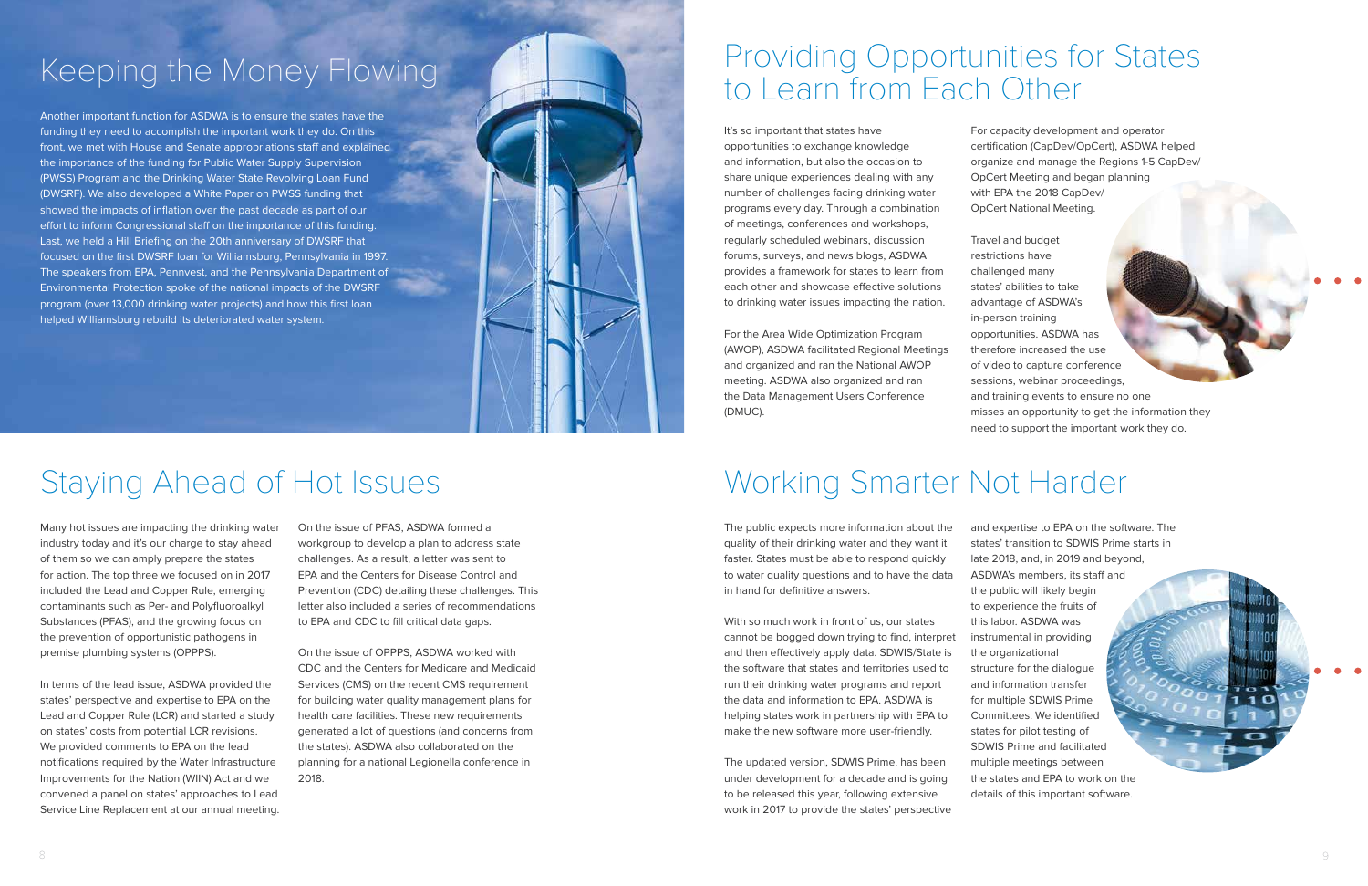# Keeping the Money Flowing

Another important function for ASDWA is to ensure the states have the funding they need to accomplish the important work they do. On this front, we met with House and Senate appropriations staff and explained the importance of the funding for Public Water Supply Supervision (PWSS) Program and the Drinking Water State Revolving Loan Fund (DWSRF). We also developed a White Paper on PWSS funding that showed the impacts of inflation over the past decade as part of our effort to inform Congressional staff on the importance of this funding. Last, we held a Hill Briefing on the 20th anniversary of DWSRF that focused on the first DWSRF loan for Williamsburg, Pennsylvania in 1997. The speakers from EPA, Pennvest, and the Pennsylvania Department of Environmental Protection spoke of the national impacts of the DWSRF program (over 13,000 drinking water projects) and how this first loan helped Williamsburg rebuild its deteriorated water system.

# Staying Ahead of Hot Issues

Many hot issues are impacting the drinking water industry today and it's our charge to stay ahead of them so we can amply prepare the states for action. The top three we focused on in 2017 included the Lead and Copper Rule, emerging contaminants such as Per- and Polyfluoroalkyl Substances (PFAS), and the growing focus on the prevention of opportunistic pathogens in premise plumbing systems (OPPPS).

In terms of the lead issue, ASDWA provided the states' perspective and expertise to EPA on the Lead and Copper Rule (LCR) and started a study on states' costs from potential LCR revisions. We provided comments to EPA on the lead notifications required by the Water Infrastructure Improvements for the Nation (WIIN) Act and we convened a panel on states' approaches to Lead Service Line Replacement at our annual meeting.

On the issue of PFAS, ASDWA formed a workgroup to develop a plan to address state challenges. As a result, a letter was sent to EPA and the Centers for Disease Control and Prevention (CDC) detailing these challenges. This letter also included a series of recommendations to EPA and CDC to fill critical data gaps.

On the issue of OPPPS, ASDWA worked with CDC and the Centers for Medicare and Medicaid Services (CMS) on the recent CMS requirement for building water quality management plans for health care facilities. These new requirements generated a lot of questions (and concerns from the states). ASDWA also collaborated on the planning for a national Legionella conference in 2018.

# Providing Opportunities for States to Learn from Each Other

It's so important that states have opportunities to exchange knowledge and information, but also the occasion to share unique experiences dealing with any number of challenges facing drinking water programs every day. Through a combination of meetings, conferences and workshops, regularly scheduled webinars, discussion forums, surveys, and news blogs, ASDWA provides a framework for states to learn from each other and showcase effective solutions to drinking water issues impacting the nation.

For the Area Wide Optimization Program (AWOP), ASDWA facilitated Regional Meetings and organized and ran the National AWOP meeting. ASDWA also organized and ran the Data Management Users Conference (DMUC).

For capacity development and operator certification (CapDev/OpCert), ASDWA helped organize and manage the Regions 1-5 CapDev/OpCert Meeting and began planning with EPA the 2018 CapDev/OpCert National Meeting.

Travel and budget restrictions have challenged many states' abilities to take advantage of ASDWA's in-person training opportunities. ASDWA has therefore increased the use of video to capture conference sessions, webinar proceedings, and training events to ensure no one misses an opportunity to get the information they need to support the important work they do.

# Working Smarter Not Harder

The public expects more information about the quality of their drinking water and they want it faster. States must be able to respond quickly to water quality questions and to have the data in hand for definitive answers.

With so much work in front of us, states cannot be bogged down trying to find, interpret and then effectively apply data. SDWIS/State is the software that states and territories used to run their drinking water programs and report the data and information to EPA. ASDWA is helping states work in partnership with EPA to make the new software more user-friendly.

The updated version, SDWIS Prime, has been under development for a decade and is going to be released this year, following extensive work in 2017 to provide the states' perspective and expertise to EPA on the software. The states' transition to SDWIS Prime starts in late 2018, and, in 2019 and beyond, ASDWA's members, its staff and the public will likely begin to experience the fruits of this labor. ASDWA was instrumental in providing the organizational structure for the dialogue and information transfer for multiple SDWIS Prime Committees. We identified states for pilot testing of SDWIS Prime and facilitated multiple meetings between the states and EPA to work on the details of this important software.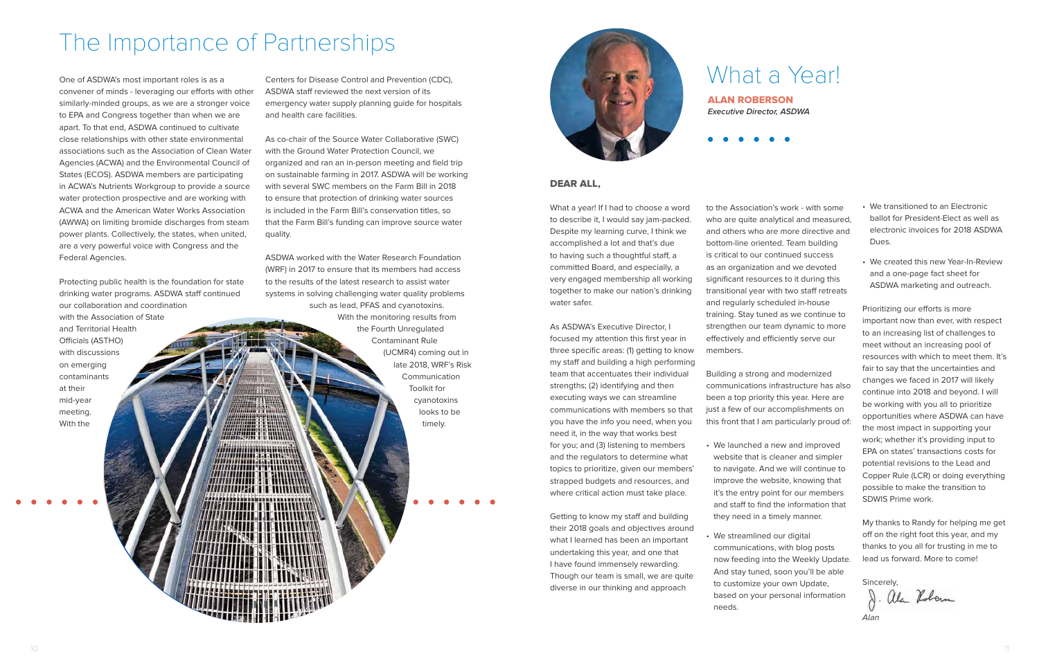# The Importance of Partnerships

One of ASDWA's most important roles is as a convener of minds - leveraging our efforts with other similarly-minded groups, as we are a stronger voice to EPA and Congress together than when we are apart. To that end, ASDWA continued to cultivate close relationships with other state environmental associations such as the Association of Clean Water Agencies (ACWA) and the Environmental Council of States (ECOS). ASDWA members are participating in ACWA's Nutrients Workgroup to provide a source water protection prospective and are working with ACWA and the American Water Works Association (AWWA) on limiting bromide discharges from steam power plants. Collectively, the states, when united, are a very powerful voice with Congress and the Federal Agencies.

Protecting public health is the foundation for state drinking water programs. ASDWA staff continued our collaboration and coordination with the Association of State and Territorial Health Officials (ASTHO) with discussions on emerging contaminants at their mid-year meeting. With the Centers for Disease Control and Prevention (CDC), ASDWA staff reviewed the next version of its emergency water supply planning guide for hospitals and health care facilities.

As co-chair of the Source Water Collaborative (SWC) with the Ground Water Protection Council, we organized and ran an in-person meeting and field trip on sustainable farming in 2017. ASDWA will be working with several SWC members on the Farm Bill in 2018 to ensure that protection of drinking water sources is included in the Farm Bill's conservation titles, so that the Farm Bill's funding can improve source water quality.

ASDWA worked with the Water Research Foundation (WRF) in 2017 to ensure that its members had access to the results of the latest research to assist water systems in solving challenging water quality problems such as lead, PFAS and cyanotoxins. With the monitoring results from the Fourth Unregulated Contaminant Rule (UCMR4) coming out in late 2018, WRF's Risk Communication Toolkit for cyanotoxins looks to be timely.

# What a Year!

**ALAN ROBERSON**
***Executive Director, ASDWA***

**DEAR ALL,**

What a year! If I had to choose a word to describe it, I would say jam-packed. Despite my learning curve, I think we accomplished a lot and that's due to having such a thoughtful staff, a committed Board, and especially, a very engaged membership all working together to make our nation's drinking water safer.

As ASDWA's Executive Director, I focused my attention this first year in three specific areas: (1) getting to know my staff and building a high performing team that accentuates their individual strengths; (2) identifying and then executing ways we can streamline communications with members so that you have the info you need, when you need it, in the way that works best for you; and (3) listening to members and the regulators to determine what topics to prioritize, given our members' strapped budgets and resources, and where critical action must take place.

Getting to know my staff and building their 2018 goals and objectives around what I learned has been an important undertaking this year, and one that I have found immensely rewarding. Though our team is small, we are quite diverse in our thinking and approach to the Association's work - with some who are quite analytical and measured, and others who are more directive and bottom-line oriented. Team building is critical to our continued success as an organization and we devoted significant resources to it during this transitional year with two staff retreats and regularly scheduled in-house training. Stay tuned as we continue to strengthen our team dynamic to more effectively and efficiently serve our members.

Building a strong and modernized communications infrastructure has also been a top priority this year. Here are just a few of our accomplishments on this front that I am particularly proud of:

- We launched a new and improved website that is cleaner and simpler to navigate. And we will continue to improve the website, knowing that it's the entry point for our members and staff to find the information that they need in a timely manner.
- We streamlined our digital communications, with blog posts now feeding into the Weekly Update. And stay tuned, soon you'll be able to customize your own Update, based on your personal information needs.
- We transitioned to an Electronic ballot for President-Elect as well as electronic invoices for 2018 ASDWA Dues.
- We created this new Year-In-Review and a one-page fact sheet for ASDWA marketing and outreach.

Prioritizing our efforts is more important now than ever, with respect to an increasing list of challenges to meet without an increasing pool of resources with which to meet them. It's fair to say that the uncertainties and changes we faced in 2017 will likely continue into 2018 and beyond. I will be working with you all to prioritize opportunities where ASDWA can have the most impact in supporting your work; whether it's providing input to EPA on states' transactions costs for potential revisions to the Lead and Copper Rule (LCR) or doing everything possible to make the transition to SDWIS Prime work.

My thanks to Randy for helping me get off on the right foot this year, and my thanks to you all for trusting in me to lead us forward. More to come!

Sincerely,

*Alan*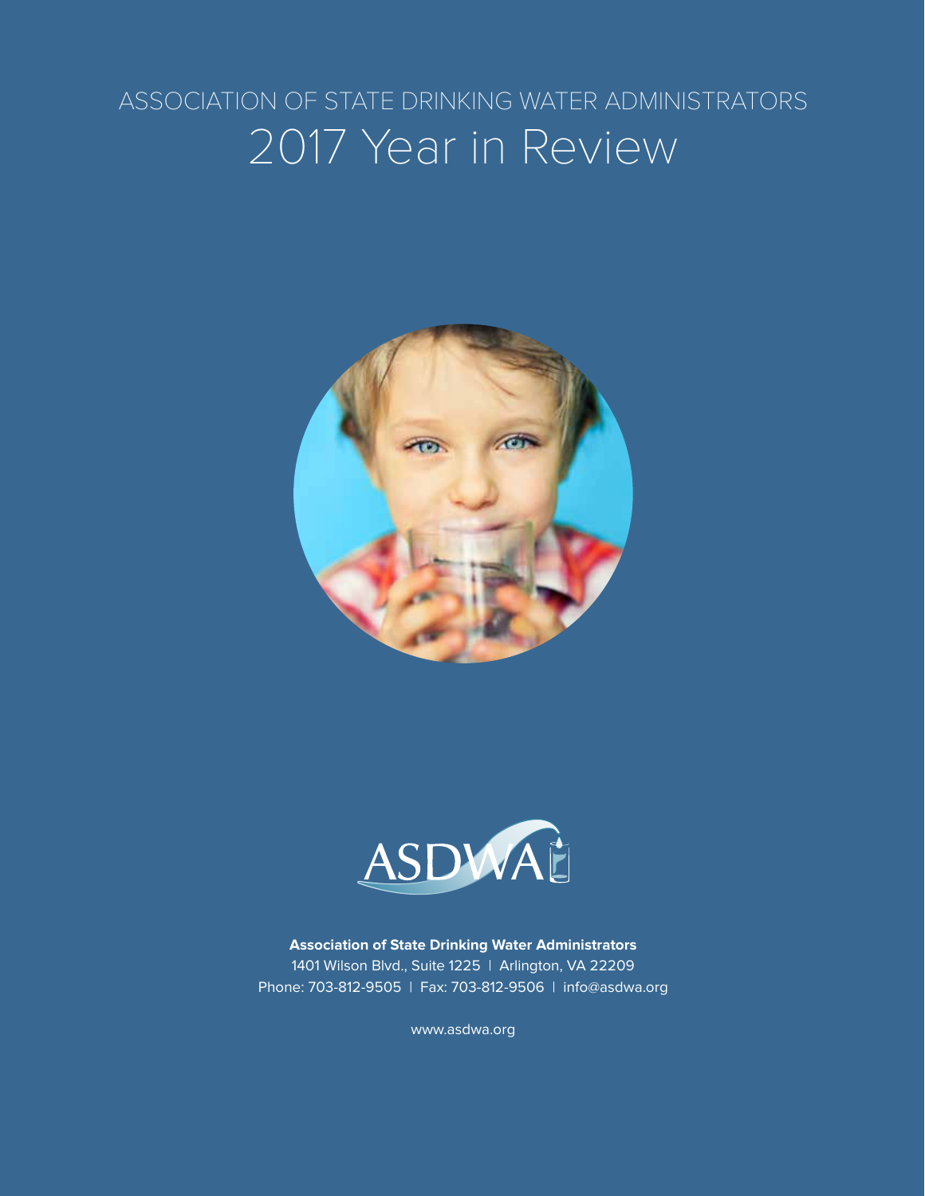ASSOCIATION OF STATE DRINKING WATER ADMINISTRATORS

# 2017 Year in Review

**Association of State Drinking Water Administrators**

1401 Wilson Blvd., Suite 1225 | Arlington, VA 22209

Phone: 703-812-9505 | Fax: 703-812-9506 | info@asdwa.org

www.asdwa.org